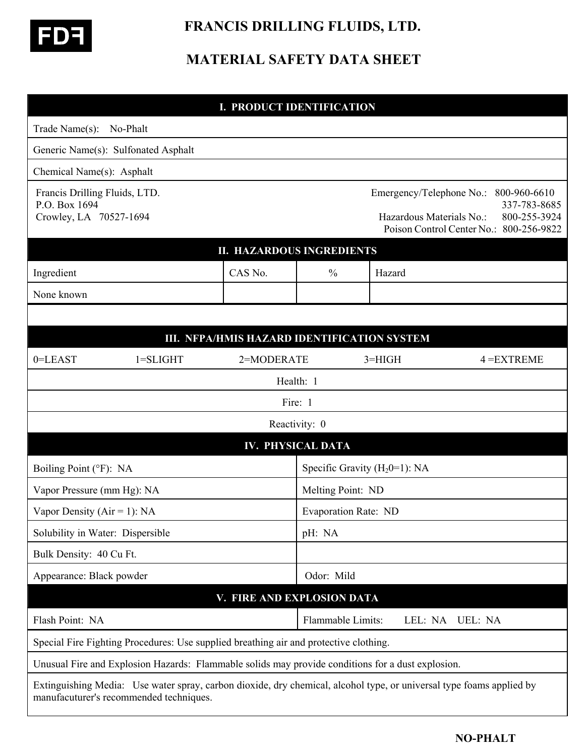FDF

# FRANCIS DRILLING FLUIDS, LTD.

# MATERIAL SAFETY DATA SHEET

## I. PRODUCT IDENTIFICATION

Trade Name(s): No-Phalt

Generic Name(s): Sulfonated Asphalt

Chemical Name(s): Asphalt

Francis Drilling Fluids, LTD.
P.O. Box 1694
Crowley, LA 70527-1694

Emergency/Telephone No.: 800-960-6610
337-783-8685
Hazardous Materials No.: 800-255-3924
Poison Control Center No.: 800-256-9822

## II. HAZARDOUS INGREDIENTS

| Ingredient | CAS No. | % | Hazard |
|---|---|---|---|
| None known | | | |

## III. NFPA/HMIS HAZARD IDENTIFICATION SYSTEM

0=LEAST 1=SLIGHT 2=MODERATE 3=HIGH 4 =EXTREME

Health: 1

Fire: 1

Reactivity: 0

## IV. PHYSICAL DATA

| | |
|---|---|
| Boiling Point (°F): NA | Specific Gravity ($H_20$=1): NA |
| Vapor Pressure (mm Hg): NA | Melting Point: ND |
| Vapor Density (Air = 1): NA | Evaporation Rate: ND |
| Solubility in Water: Dispersible | pH: NA |
| Bulk Density: 40 Cu Ft. | |
| Appearance: Black powder | Odor: Mild |

## V. FIRE AND EXPLOSION DATA

| | |
|---|---|
| Flash Point: NA | Flammable Limits: LEL: NA UEL: NA |

Special Fire Fighting Procedures: Use supplied breathing air and protective clothing.

Unusual Fire and Explosion Hazards: Flammable solids may provide conditions for a dust explosion.

Extinguishing Media: Use water spray, carbon dioxide, dry chemical, alcohol type, or universal type foams applied by manufacuturer's recommended techniques.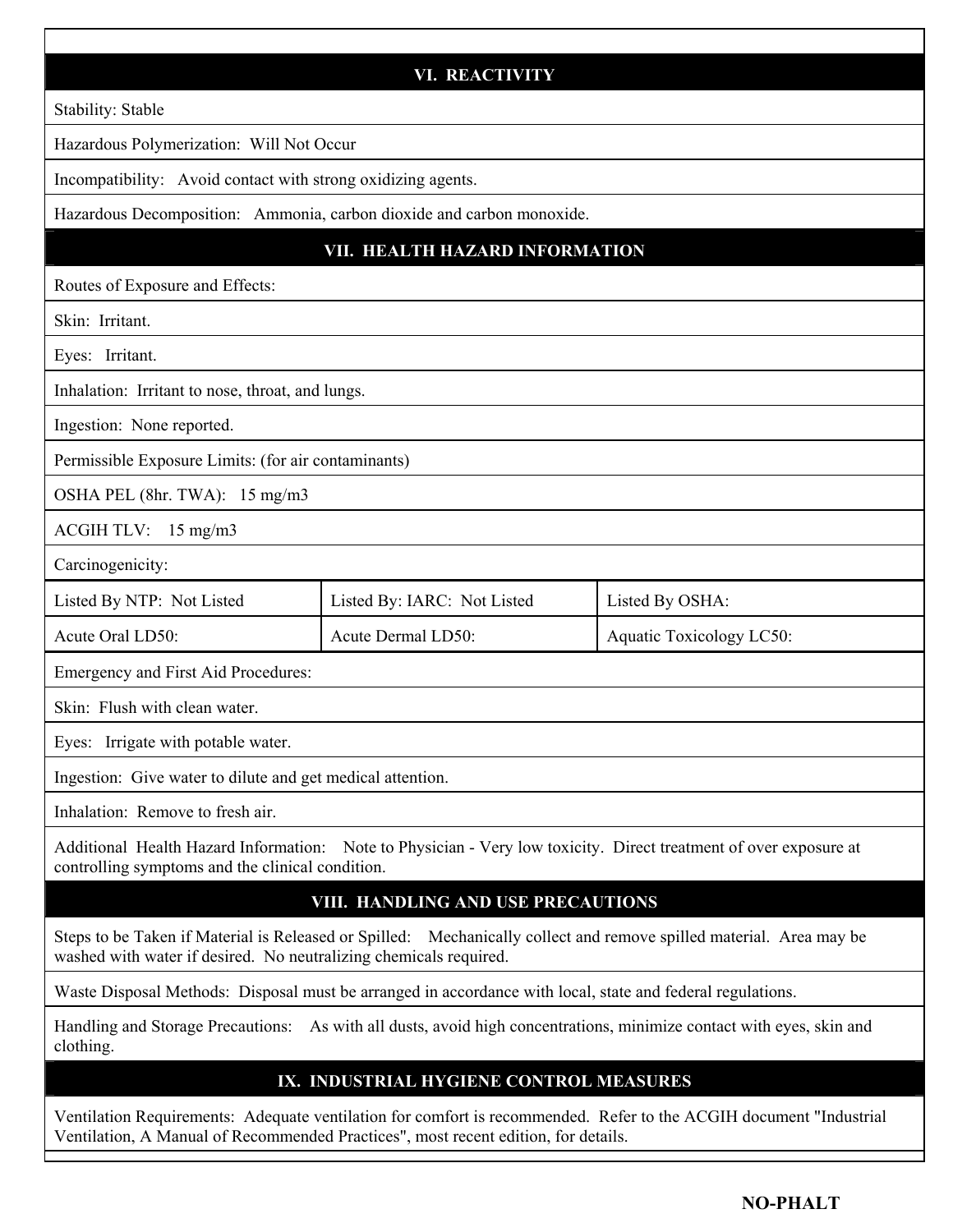## VI. REACTIVITY

Stability: Stable

Hazardous Polymerization: Will Not Occur

Incompatibility: Avoid contact with strong oxidizing agents.

Hazardous Decomposition: Ammonia, carbon dioxide and carbon monoxide.

## VII. HEALTH HAZARD INFORMATION

Routes of Exposure and Effects:

Skin: Irritant.

Eyes: Irritant.

Inhalation: Irritant to nose, throat, and lungs.

Ingestion: None reported.

Permissible Exposure Limits: (for air contaminants)

OSHA PEL (8hr. TWA): 15 mg/m3

ACGIH TLV: 15 mg/m3

Carcinogenicity:

| Listed By NTP: Not Listed | Listed By: IARC: Not Listed | Listed By OSHA: |
|---|---|---|
| Acute Oral LD50: | Acute Dermal LD50: | Aquatic Toxicology LC50: |

Emergency and First Aid Procedures:

Skin: Flush with clean water.

Eyes: Irrigate with potable water.

Ingestion: Give water to dilute and get medical attention.

Inhalation: Remove to fresh air.

Additional Health Hazard Information: Note to Physician - Very low toxicity. Direct treatment of over exposure at controlling symptoms and the clinical condition.

## VIII. HANDLING AND USE PRECAUTIONS

Steps to be Taken if Material is Released or Spilled: Mechanically collect and remove spilled material. Area may be washed with water if desired. No neutralizing chemicals required.

Waste Disposal Methods: Disposal must be arranged in accordance with local, state and federal regulations.

Handling and Storage Precautions: As with all dusts, avoid high concentrations, minimize contact with eyes, skin and clothing.

## IX. INDUSTRIAL HYGIENE CONTROL MEASURES

Ventilation Requirements: Adequate ventilation for comfort is recommended. Refer to the ACGIH document "Industrial Ventilation, A Manual of Recommended Practices", most recent edition, for details.

**NO-PHALT**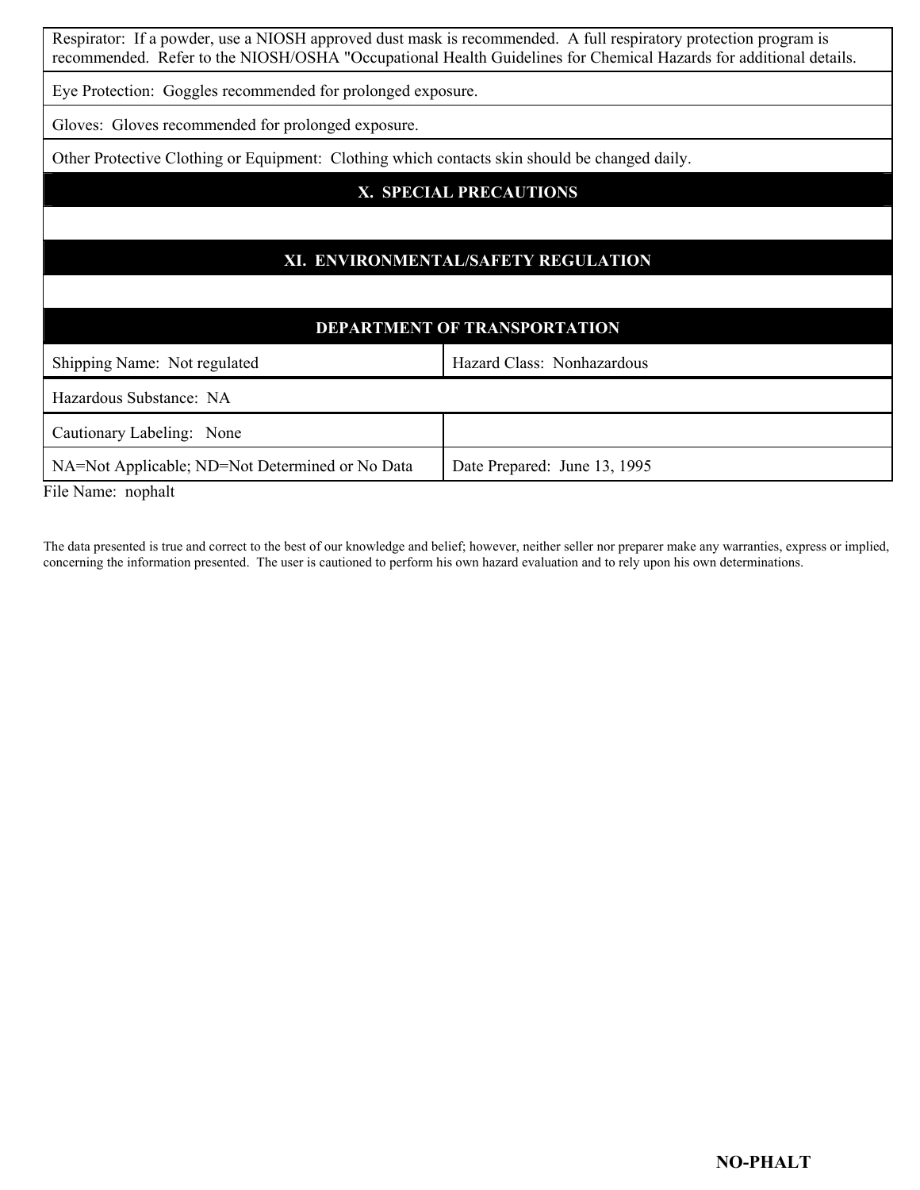Respirator: If a powder, use a NIOSH approved dust mask is recommended. A full respiratory protection program is recommended. Refer to the NIOSH/OSHA "Occupational Health Guidelines for Chemical Hazards for additional details.

Eye Protection: Goggles recommended for prolonged exposure.

Gloves: Gloves recommended for prolonged exposure.

Other Protective Clothing or Equipment: Clothing which contacts skin should be changed daily.

## X. SPECIAL PRECAUTIONS

## XI. ENVIRONMENTAL/SAFETY REGULATION

## DEPARTMENT OF TRANSPORTATION

| | |
|---|---|
| Shipping Name: Not regulated | Hazard Class: Nonhazardous |
| Hazardous Substance: NA | |
| Cautionary Labeling: None | |
| NA=Not Applicable; ND=Not Determined or No Data | Date Prepared: June 13, 1995 |

File Name: nophalt

The data presented is true and correct to the best of our knowledge and belief; however, neither seller nor preparer make any warranties, express or implied, concerning the information presented. The user is cautioned to perform his own hazard evaluation and to rely upon his own determinations.

**NO-PHALT**